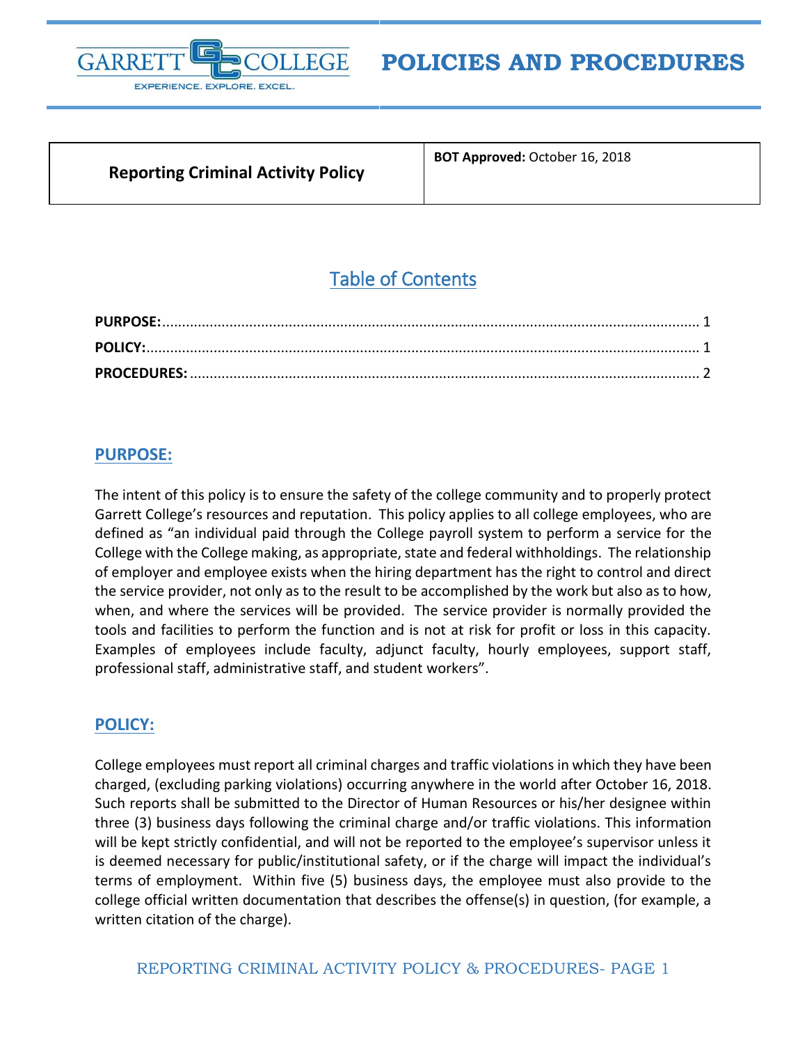# POLICIES AND PROCEDURES

| Reporting Criminal Activity Policy | **BOT Approved:** October 16, 2018 |
|---|---|

## Table of Contents

**PURPOSE:** ........................................................................................................................ 1
**POLICY:** ............................................................................................................................ 1
**PROCEDURES:** .................................................................................................................. 2

## PURPOSE:

The intent of this policy is to ensure the safety of the college community and to properly protect Garrett College's resources and reputation. This policy applies to all college employees, who are defined as "an individual paid through the College payroll system to perform a service for the College with the College making, as appropriate, state and federal withholdings. The relationship of employer and employee exists when the hiring department has the right to control and direct the service provider, not only as to the result to be accomplished by the work but also as to how, when, and where the services will be provided. The service provider is normally provided the tools and facilities to perform the function and is not at risk for profit or loss in this capacity. Examples of employees include faculty, adjunct faculty, hourly employees, support staff, professional staff, administrative staff, and student workers".

## POLICY:

College employees must report all criminal charges and traffic violations in which they have been charged, (excluding parking violations) occurring anywhere in the world after October 16, 2018. Such reports shall be submitted to the Director of Human Resources or his/her designee within three (3) business days following the criminal charge and/or traffic violations. This information will be kept strictly confidential, and will not be reported to the employee's supervisor unless it is deemed necessary for public/institutional safety, or if the charge will impact the individual's terms of employment. Within five (5) business days, the employee must also provide to the college official written documentation that describes the offense(s) in question, (for example, a written citation of the charge).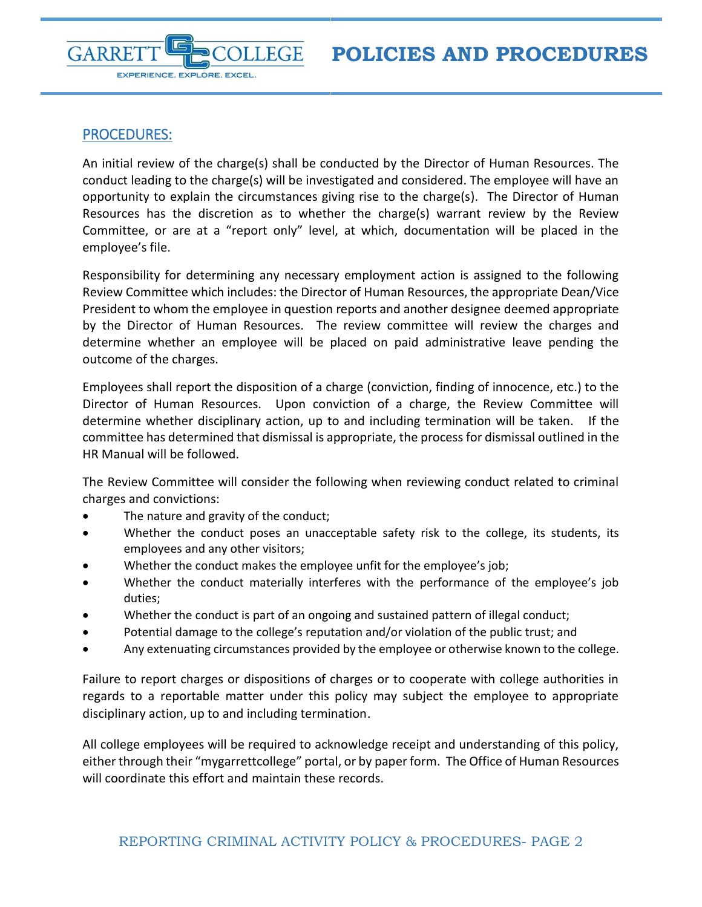## PROCEDURES:

An initial review of the charge(s) shall be conducted by the Director of Human Resources. The conduct leading to the charge(s) will be investigated and considered. The employee will have an opportunity to explain the circumstances giving rise to the charge(s). The Director of Human Resources has the discretion as to whether the charge(s) warrant review by the Review Committee, or are at a "report only" level, at which, documentation will be placed in the employee's file.

Responsibility for determining any necessary employment action is assigned to the following Review Committee which includes: the Director of Human Resources, the appropriate Dean/Vice President to whom the employee in question reports and another designee deemed appropriate by the Director of Human Resources. The review committee will review the charges and determine whether an employee will be placed on paid administrative leave pending the outcome of the charges.

Employees shall report the disposition of a charge (conviction, finding of innocence, etc.) to the Director of Human Resources. Upon conviction of a charge, the Review Committee will determine whether disciplinary action, up to and including termination will be taken. If the committee has determined that dismissal is appropriate, the process for dismissal outlined in the HR Manual will be followed.

The Review Committee will consider the following when reviewing conduct related to criminal charges and convictions:

- The nature and gravity of the conduct;
- Whether the conduct poses an unacceptable safety risk to the college, its students, its employees and any other visitors;
- Whether the conduct makes the employee unfit for the employee's job;
- Whether the conduct materially interferes with the performance of the employee's job duties;
- Whether the conduct is part of an ongoing and sustained pattern of illegal conduct;
- Potential damage to the college's reputation and/or violation of the public trust; and
- Any extenuating circumstances provided by the employee or otherwise known to the college.

Failure to report charges or dispositions of charges or to cooperate with college authorities in regards to a reportable matter under this policy may subject the employee to appropriate disciplinary action, up to and including termination.

All college employees will be required to acknowledge receipt and understanding of this policy, either through their "mygarrettcollege" portal, or by paper form. The Office of Human Resources will coordinate this effort and maintain these records.